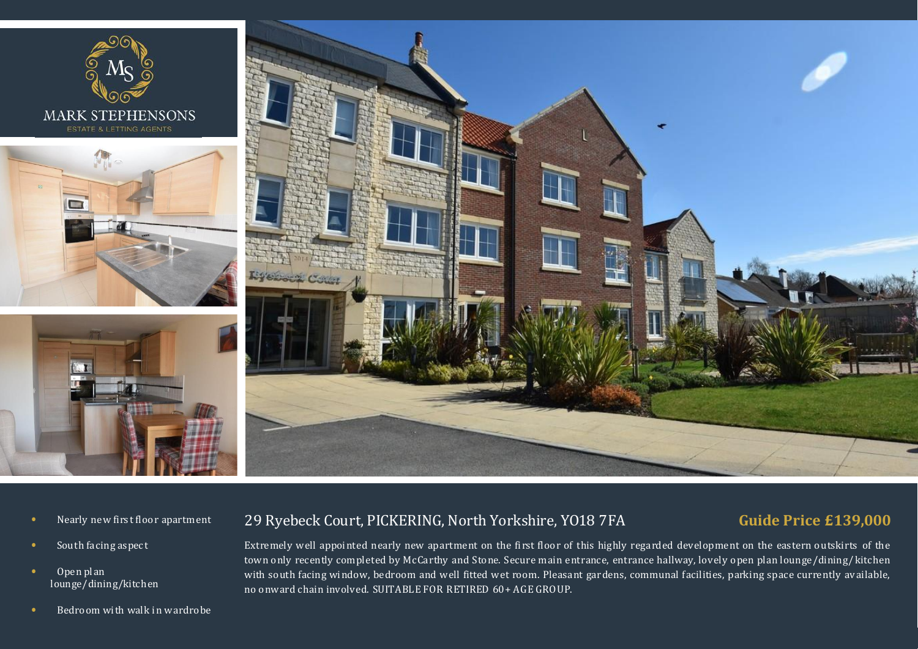MARK STEPHENSONS

ESTATE & LETTING AGENTS

- Nearly new first floor apartment
- South facing aspect
- Open plan lounge/dining/kitchen
- Bedroom with walk in wardrobe

## 29 Ryebeck Court, PICKERING, North Yorkshire, YO18 7FA

**Guide Price £139,000**

Extremely well appointed nearly new apartment on the first floor of this highly regarded development on the eastern outskirts of the town only recently completed by McCarthy and Stone. Secure main entrance, entrance hallway, lovely open plan lounge/dining/kitchen with south facing window, bedroom and well fitted wet room. Pleasant gardens, communal facilities, parking space currently available, no onward chain involved. SUITABLE FOR RETIRED 60+ AGE GROUP.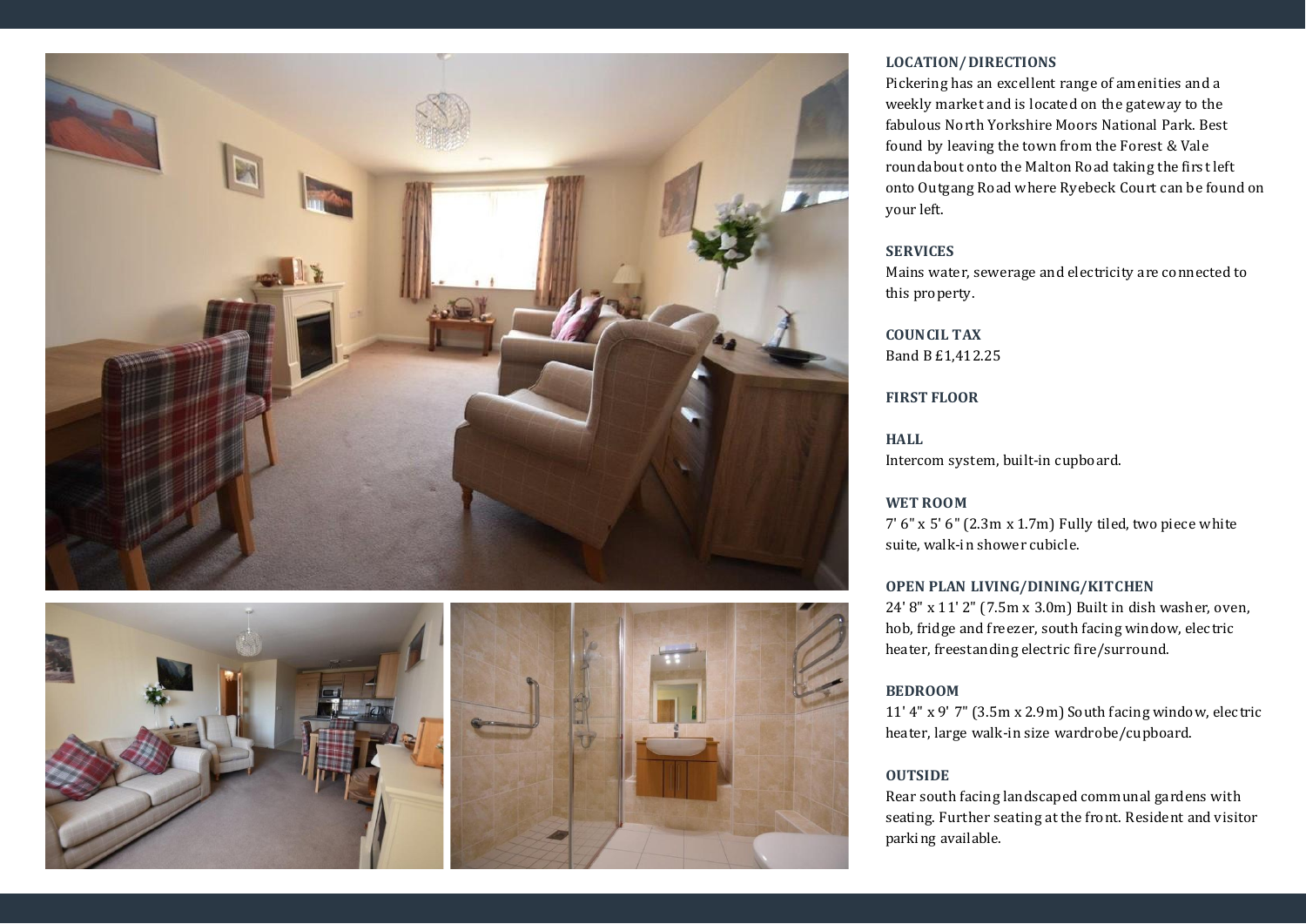**LOCATION/DIRECTIONS**

Pickering has an excellent range of amenities and a weekly market and is located on the gateway to the fabulous North Yorkshire Moors National Park. Best found by leaving the town from the Forest & Vale roundabout onto the Malton Road taking the first left onto Outgang Road where Ryebeck Court can be found on your left.

**SERVICES**

Mains water, sewerage and electricity are connected to this property.

**COUNCIL TAX**

Band B £1,412.25

**FIRST FLOOR**

**HALL**

Intercom system, built-in cupboard.

**WET ROOM**

7' 6" x 5' 6" (2.3m x 1.7m) Fully tiled, two piece white suite, walk-in shower cubicle.

**OPEN PLAN LIVING/DINING/KITCHEN**

24' 8" x 11' 2" (7.5m x 3.0m) Built in dish washer, oven, hob, fridge and freezer, south facing window, electric heater, freestanding electric fire/surround.

**BEDROOM**

11' 4" x 9' 7" (3.5m x 2.9m) South facing window, electric heater, large walk-in size wardrobe/cupboard.

**OUTSIDE**

Rear south facing landscaped communal gardens with seating. Further seating at the front. Resident and visitor parking available.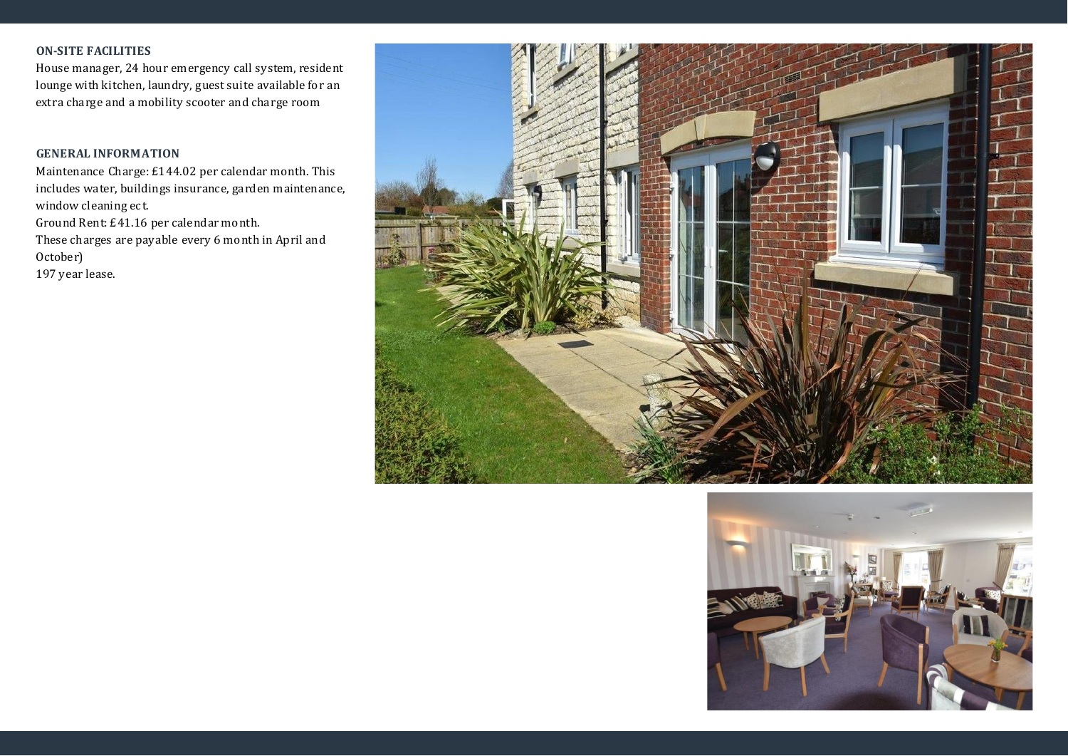## ON-SITE FACILITIES

House manager, 24 hour emergency call system, resident lounge with kitchen, laundry, guest suite available for an extra charge and a mobility scooter and charge room

## GENERAL INFORMATION

Maintenance Charge: £144.02 per calendar month. This includes water, buildings insurance, garden maintenance, window cleaning ect.

Ground Rent: £41.16 per calendar month.

These charges are payable every 6 month in April and October)

197 year lease.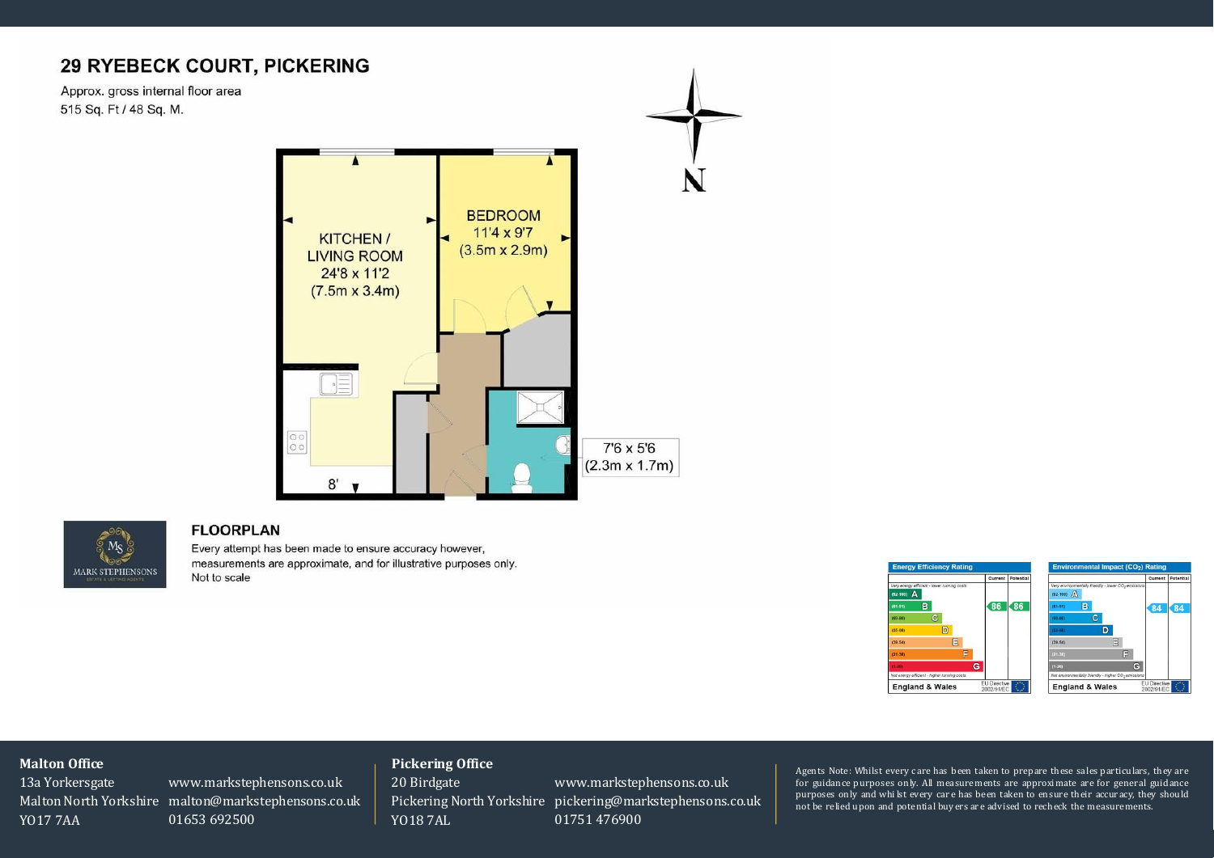# 29 RYEBECK COURT, PICKERING

Approx. gross internal floor area
515 Sq. Ft / 48 Sq. M.

N

KITCHEN / LIVING ROOM
24'8 x 11'2
(7.5m x 3.4m)

BEDROOM
11'4 x 9'7
(3.5m x 2.9m)

7'6 x 5'6
(2.3m x 1.7m)

8'

MARK STEPHENSONS
ESTATE & LETTING AGENTS

## FLOORPLAN

Every attempt has been made to ensure accuracy however, measurements are approximate, and for illustrative purposes only. Not to scale

Energy Efficiency Rating

Very energy efficient - lower running costs

(92-100) A
(81-91) B
(69-80) C
(55-68) D
(39-54) E
(21-38) F
(1-20) G

Not energy efficient - higher running costs

Current: 86
Potential: 86

England & Wales
EU Directive 2002/91/EC

Environmental Impact ($CO_2$) Rating

Very environmentally friendly - lower $CO_2$ emissions

(92-100) A
(81-91) B
(69-80) C
(55-68) D
(39-54) E
(21-38) F
(1-20) G

Not environmentally friendly - higher $CO_2$ emissions

Current: 84
Potential: 84

England & Wales
EU Directive 2002/91/EC

**Malton Office**
13a Yorkersgate
Malton North Yorkshire
YO17 7AA
www.markstephensons.co.uk
malton@markstephensons.co.uk
01653 692500

**Pickering Office**
20 Birdgate
Pickering North Yorkshire
YO18 7AL
www.markstephensons.co.uk
pickering@markstephensons.co.uk
01751 476900

Agents Note: Whilst every care has been taken to prepare these sales particulars, they are for guidance purposes only. All measurements are approximate are for general guidance purposes only and whilst every care has been taken to ensure their accuracy, they should not be relied upon and potential buyers are advised to recheck the measurements.